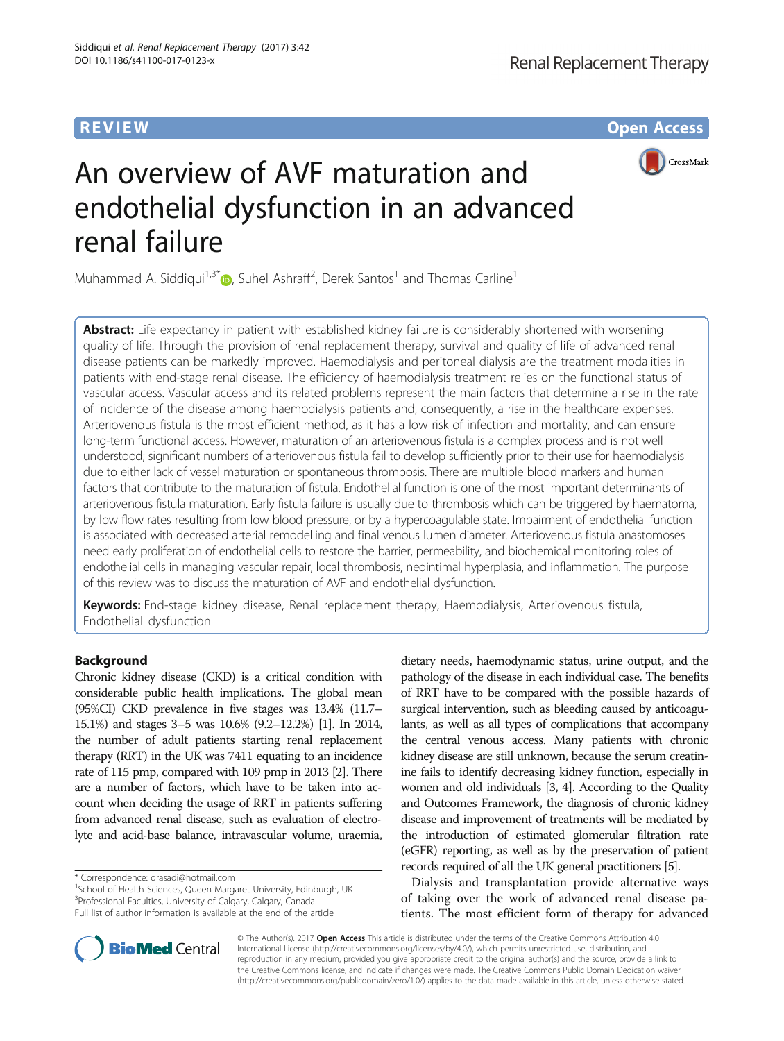REVIEW Open Access

# An overview of AVF maturation and endothelial dysfunction in an advanced renal failure

Muhammad A. Siddiqui[1,3*], Suhel Ashraff[2], Derek Santos[1] and Thomas Carline[1]

**Abstract:** Life expectancy in patient with established kidney failure is considerably shortened with worsening quality of life. Through the provision of renal replacement therapy, survival and quality of life of advanced renal disease patients can be markedly improved. Haemodialysis and peritoneal dialysis are the treatment modalities in patients with end-stage renal disease. The efficiency of haemodialysis treatment relies on the functional status of vascular access. Vascular access and its related problems represent the main factors that determine a rise in the rate of incidence of the disease among haemodialysis patients and, consequently, a rise in the healthcare expenses. Arteriovenous fistula is the most efficient method, as it has a low risk of infection and mortality, and can ensure long-term functional access. However, maturation of an arteriovenous fistula is a complex process and is not well understood; significant numbers of arteriovenous fistula fail to develop sufficiently prior to their use for haemodialysis due to either lack of vessel maturation or spontaneous thrombosis. There are multiple blood markers and human factors that contribute to the maturation of fistula. Endothelial function is one of the most important determinants of arteriovenous fistula maturation. Early fistula failure is usually due to thrombosis which can be triggered by haematoma, by low flow rates resulting from low blood pressure, or by a hypercoagulable state. Impairment of endothelial function is associated with decreased arterial remodelling and final venous lumen diameter. Arteriovenous fistula anastomoses need early proliferation of endothelial cells to restore the barrier, permeability, and biochemical monitoring roles of endothelial cells in managing vascular repair, local thrombosis, neointimal hyperplasia, and inflammation. The purpose of this review was to discuss the maturation of AVF and endothelial dysfunction.

**Keywords:** End-stage kidney disease, Renal replacement therapy, Haemodialysis, Arteriovenous fistula, Endothelial dysfunction

## Background

Chronic kidney disease (CKD) is a critical condition with considerable public health implications. The global mean (95%CI) CKD prevalence in five stages was 13.4% (11.7–15.1%) and stages 3–5 was 10.6% (9.2–12.2%) [1]. In 2014, the number of adult patients starting renal replacement therapy (RRT) in the UK was 7411 equating to an incidence rate of 115 pmp, compared with 109 pmp in 2013 [2]. There are a number of factors, which have to be taken into account when deciding the usage of RRT in patients suffering from advanced renal disease, such as evaluation of electrolyte and acid-base balance, intravascular volume, uraemia, dietary needs, haemodynamic status, urine output, and the pathology of the disease in each individual case. The benefits of RRT have to be compared with the possible hazards of surgical intervention, such as bleeding caused by anticoagulants, as well as all types of complications that accompany the central venous access. Many patients with chronic kidney disease are still unknown, because the serum creatinine fails to identify decreasing kidney function, especially in women and old individuals [3, 4]. According to the Quality and Outcomes Framework, the diagnosis of chronic kidney disease and improvement of treatments will be mediated by the introduction of estimated glomerular filtration rate (eGFR) reporting, as well as by the preservation of patient records required of all the UK general practitioners [5].

Dialysis and transplantation provide alternative ways of taking over the work of advanced renal disease patients. The most efficient form of therapy for advanced

\* Correspondence: drasadi@hotmail.com
[1]School of Health Sciences, Queen Margaret University, Edinburgh, UK
[3]Professional Faculties, University of Calgary, Calgary, Canada
Full list of author information is available at the end of the article

© The Author(s). 2017 **Open Access** This article is distributed under the terms of the Creative Commons Attribution 4.0 International License (http://creativecommons.org/licenses/by/4.0/), which permits unrestricted use, distribution, and reproduction in any medium, provided you give appropriate credit to the original author(s) and the source, provide a link to the Creative Commons license, and indicate if changes were made. The Creative Commons Public Domain Dedication waiver (http://creativecommons.org/publicdomain/zero/1.0/) applies to the data made available in this article, unless otherwise stated.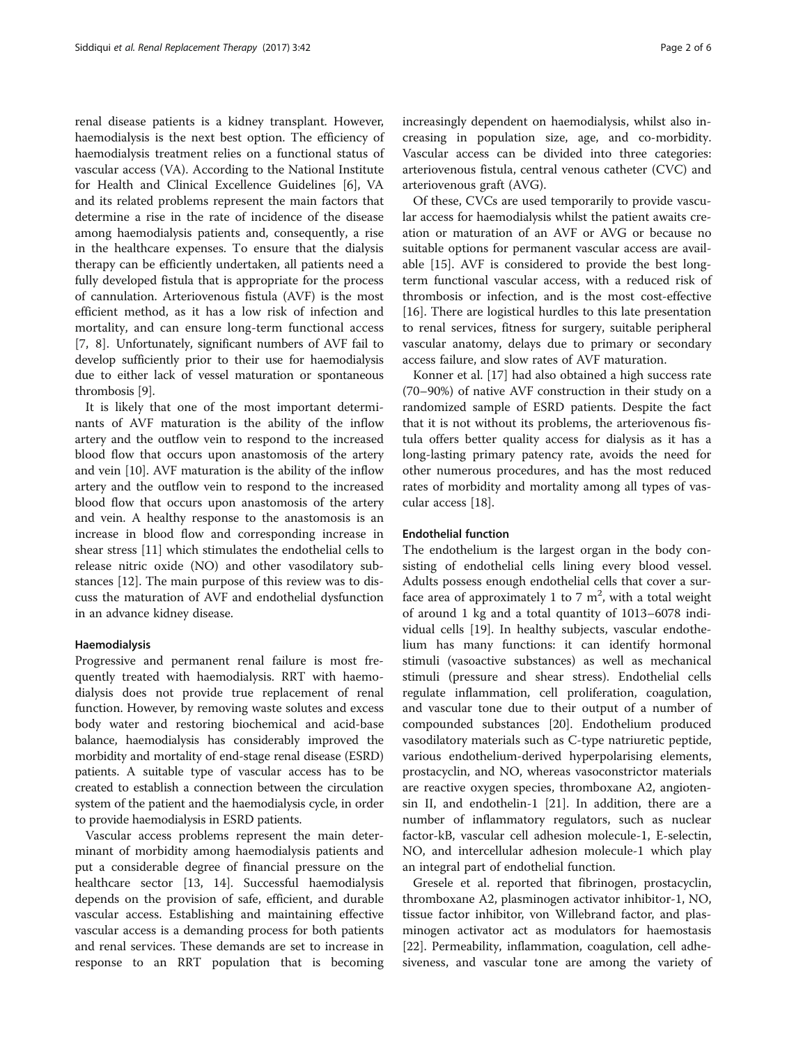renal disease patients is a kidney transplant. However, haemodialysis is the next best option. The efficiency of haemodialysis treatment relies on a functional status of vascular access (VA). According to the National Institute for Health and Clinical Excellence Guidelines [6], VA and its related problems represent the main factors that determine a rise in the rate of incidence of the disease among haemodialysis patients and, consequently, a rise in the healthcare expenses. To ensure that the dialysis therapy can be efficiently undertaken, all patients need a fully developed fistula that is appropriate for the process of cannulation. Arteriovenous fistula (AVF) is the most efficient method, as it has a low risk of infection and mortality, and can ensure long-term functional access [7, 8]. Unfortunately, significant numbers of AVF fail to develop sufficiently prior to their use for haemodialysis due to either lack of vessel maturation or spontaneous thrombosis [9].

It is likely that one of the most important determinants of AVF maturation is the ability of the inflow artery and the outflow vein to respond to the increased blood flow that occurs upon anastomosis of the artery and vein [10]. AVF maturation is the ability of the inflow artery and the outflow vein to respond to the increased blood flow that occurs upon anastomosis of the artery and vein. A healthy response to the anastomosis is an increase in blood flow and corresponding increase in shear stress [11] which stimulates the endothelial cells to release nitric oxide (NO) and other vasodilatory substances [12]. The main purpose of this review was to discuss the maturation of AVF and endothelial dysfunction in an advance kidney disease.

## Haemodialysis

Progressive and permanent renal failure is most frequently treated with haemodialysis. RRT with haemodialysis does not provide true replacement of renal function. However, by removing waste solutes and excess body water and restoring biochemical and acid-base balance, haemodialysis has considerably improved the morbidity and mortality of end-stage renal disease (ESRD) patients. A suitable type of vascular access has to be created to establish a connection between the circulation system of the patient and the haemodialysis cycle, in order to provide haemodialysis in ESRD patients.

Vascular access problems represent the main determinant of morbidity among haemodialysis patients and put a considerable degree of financial pressure on the healthcare sector [13, 14]. Successful haemodialysis depends on the provision of safe, efficient, and durable vascular access. Establishing and maintaining effective vascular access is a demanding process for both patients and renal services. These demands are set to increase in response to an RRT population that is becoming increasingly dependent on haemodialysis, whilst also increasing in population size, age, and co-morbidity. Vascular access can be divided into three categories: arteriovenous fistula, central venous catheter (CVC) and arteriovenous graft (AVG).

Of these, CVCs are used temporarily to provide vascular access for haemodialysis whilst the patient awaits creation or maturation of an AVF or AVG or because no suitable options for permanent vascular access are available [15]. AVF is considered to provide the best long-term functional vascular access, with a reduced risk of thrombosis or infection, and is the most cost-effective [16]. There are logistical hurdles to this late presentation to renal services, fitness for surgery, suitable peripheral vascular anatomy, delays due to primary or secondary access failure, and slow rates of AVF maturation.

Konner et al. [17] had also obtained a high success rate (70–90%) of native AVF construction in their study on a randomized sample of ESRD patients. Despite the fact that it is not without its problems, the arteriovenous fistula offers better quality access for dialysis as it has a long-lasting primary patency rate, avoids the need for other numerous procedures, and has the most reduced rates of morbidity and mortality among all types of vascular access [18].

## Endothelial function

The endothelium is the largest organ in the body consisting of endothelial cells lining every blood vessel. Adults possess enough endothelial cells that cover a surface area of approximately 1 to 7 $m^2$, with a total weight of around 1 kg and a total quantity of 1013–6078 individual cells [19]. In healthy subjects, vascular endothelium has many functions: it can identify hormonal stimuli (vasoactive substances) as well as mechanical stimuli (pressure and shear stress). Endothelial cells regulate inflammation, cell proliferation, coagulation, and vascular tone due to their output of a number of compounded substances [20]. Endothelium produced vasodilatory materials such as C-type natriuretic peptide, various endothelium-derived hyperpolarising elements, prostacyclin, and NO, whereas vasoconstrictor materials are reactive oxygen species, thromboxane A2, angiotensin II, and endothelin-1 [21]. In addition, there are a number of inflammatory regulators, such as nuclear factor-kB, vascular cell adhesion molecule-1, E-selectin, NO, and intercellular adhesion molecule-1 which play an integral part of endothelial function.

Gresele et al. reported that fibrinogen, prostacyclin, thromboxane A2, plasminogen activator inhibitor-1, NO, tissue factor inhibitor, von Willebrand factor, and plasminogen activator act as modulators for haemostasis [22]. Permeability, inflammation, coagulation, cell adhesiveness, and vascular tone are among the variety of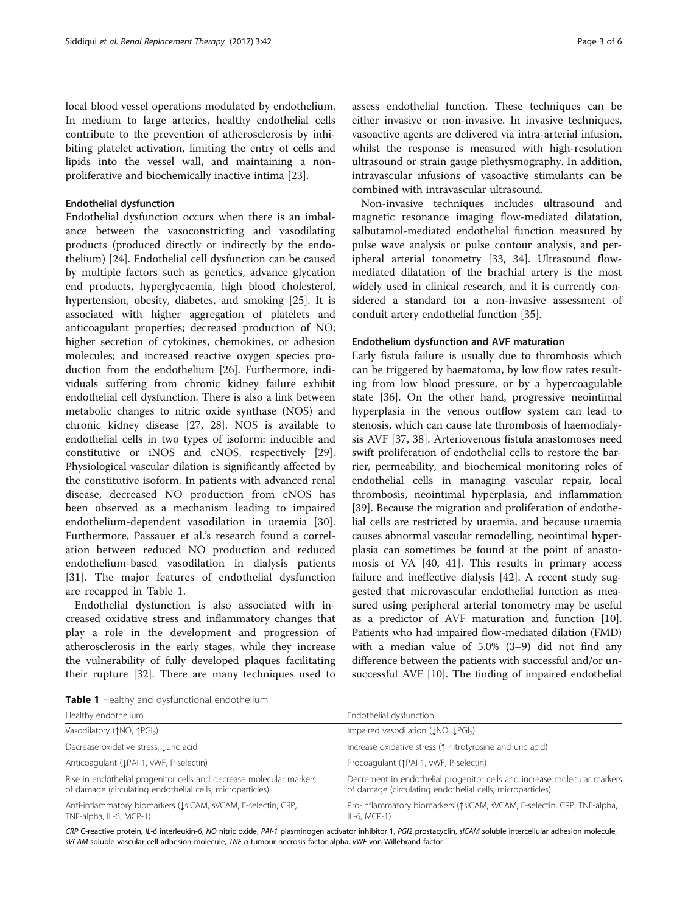local blood vessel operations modulated by endothelium. In medium to large arteries, healthy endothelial cells contribute to the prevention of atherosclerosis by inhibiting platelet activation, limiting the entry of cells and lipids into the vessel wall, and maintaining a non-proliferative and biochemically inactive intima [23].

### Endothelial dysfunction

Endothelial dysfunction occurs when there is an imbalance between the vasoconstricting and vasodilating products (produced directly or indirectly by the endothelium) [24]. Endothelial cell dysfunction can be caused by multiple factors such as genetics, advance glycation end products, hyperglycaemia, high blood cholesterol, hypertension, obesity, diabetes, and smoking [25]. It is associated with higher aggregation of platelets and anticoagulant properties; decreased production of NO; higher secretion of cytokines, chemokines, or adhesion molecules; and increased reactive oxygen species production from the endothelium [26]. Furthermore, individuals suffering from chronic kidney failure exhibit endothelial cell dysfunction. There is also a link between metabolic changes to nitric oxide synthase (NOS) and chronic kidney disease [27, 28]. NOS is available to endothelial cells in two types of isoform: inducible and constitutive or iNOS and cNOS, respectively [29]. Physiological vascular dilation is significantly affected by the constitutive isoform. In patients with advanced renal disease, decreased NO production from cNOS has been observed as a mechanism leading to impaired endothelium-dependent vasodilation in uraemia [30]. Furthermore, Passauer et al.'s research found a correlation between reduced NO production and reduced endothelium-based vasodilation in dialysis patients [31]. The major features of endothelial dysfunction are recapped in Table 1.

Endothelial dysfunction is also associated with increased oxidative stress and inflammatory changes that play a role in the development and progression of atherosclerosis in the early stages, while they increase the vulnerability of fully developed plaques facilitating their rupture [32]. There are many techniques used to assess endothelial function. These techniques can be either invasive or non-invasive. In invasive techniques, vasoactive agents are delivered via intra-arterial infusion, whilst the response is measured with high-resolution ultrasound or strain gauge plethysmography. In addition, intravascular infusions of vasoactive stimulants can be combined with intravascular ultrasound.

Non-invasive techniques includes ultrasound and magnetic resonance imaging flow-mediated dilatation, salbutamol-mediated endothelial function measured by pulse wave analysis or pulse contour analysis, and peripheral arterial tonometry [33, 34]. Ultrasound flow-mediated dilatation of the brachial artery is the most widely used in clinical research, and it is currently considered a standard for a non-invasive assessment of conduit artery endothelial function [35].

### Endothelium dysfunction and AVF maturation

Early fistula failure is usually due to thrombosis which can be triggered by haematoma, by low flow rates resulting from low blood pressure, or by a hypercoagulable state [36]. On the other hand, progressive neointimal hyperplasia in the venous outflow system can lead to stenosis, which can cause late thrombosis of haemodialysis AVF [37, 38]. Arteriovenous fistula anastomoses need swift proliferation of endothelial cells to restore the barrier, permeability, and biochemical monitoring roles of endothelial cells in managing vascular repair, local thrombosis, neointimal hyperplasia, and inflammation [39]. Because the migration and proliferation of endothelial cells are restricted by uraemia, and because uraemia causes abnormal vascular remodelling, neointimal hyperplasia can sometimes be found at the point of anastomosis of VA [40, 41]. This results in primary access failure and ineffective dialysis [42]. A recent study suggested that microvascular endothelial function as measured using peripheral arterial tonometry may be useful as a predictor of AVF maturation and function [10]. Patients who had impaired flow-mediated dilation (FMD) with a median value of 5.0% (3–9) did not find any difference between the patients with successful and/or unsuccessful AVF [10]. The finding of impaired endothelial

**Table 1** Healthy and dysfunctional endothelium

| Healthy endothelium | Endothelial dysfunction |
|---|---|
| Vasodilatory (↑NO, ↑$PGI_2$) | Impaired vasodilation (↓NO, ↓$PGI_2$) |
| Decrease oxidative stress, ↓uric acid | Increase oxidative stress (↑ nitrotyrosine and uric acid) |
| Anticoagulant (↓PAI-1, vWF, P-selectin) | Procoagulant (↑PAI-1, vWF, P-selectin) |
| Rise in endothelial progenitor cells and decrease molecular markers of damage (circulating endothelial cells, microparticles) | Decrement in endothelial progenitor cells and increase molecular markers of damage (circulating endothelial cells, microparticles) |
| Anti-inflammatory biomarkers (↓sICAM, sVCAM, E-selectin, CRP, TNF-alpha, IL-6, MCP-1) | Pro-inflammatory biomarkers (↑sICAM, sVCAM, E-selectin, CRP, TNF-alpha, IL-6, MCP-1) |

*CRP* C-reactive protein, *IL-6* interleukin-6, *NO* nitric oxide, *PAI-1* plasminogen activator inhibitor 1, *PGI2* prostacyclin, *sICAM* soluble intercellular adhesion molecule, *sVCAM* soluble vascular cell adhesion molecule, *TNF-α* tumour necrosis factor alpha, *vWF* von Willebrand factor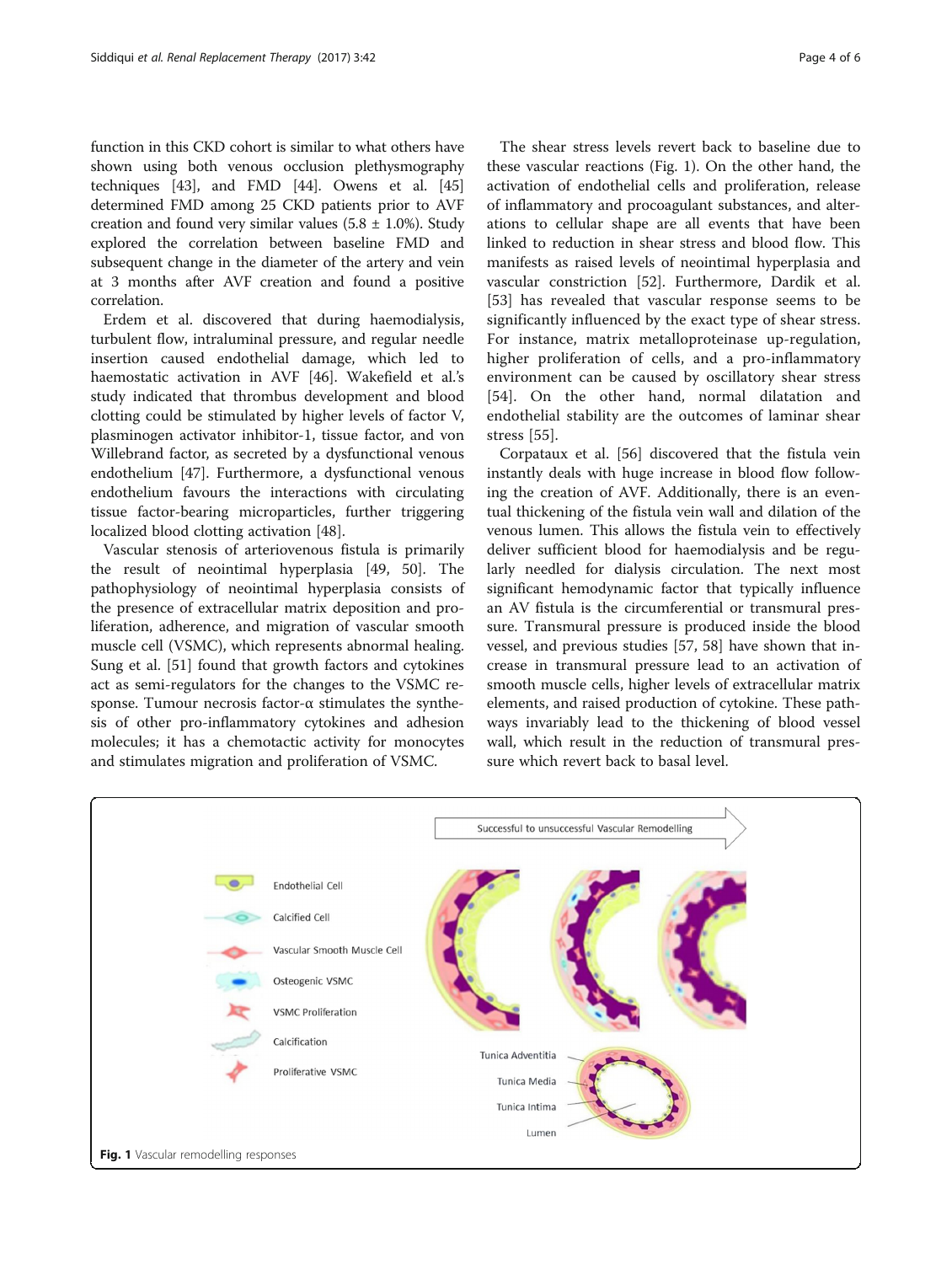function in this CKD cohort is similar to what others have shown using both venous occlusion plethysmography techniques [43], and FMD [44]. Owens et al. [45] determined FMD among 25 CKD patients prior to AVF creation and found very similar values (5.8 ± 1.0%). Study explored the correlation between baseline FMD and subsequent change in the diameter of the artery and vein at 3 months after AVF creation and found a positive correlation.

Erdem et al. discovered that during haemodialysis, turbulent flow, intraluminal pressure, and regular needle insertion caused endothelial damage, which led to haemostatic activation in AVF [46]. Wakefield et al.'s study indicated that thrombus development and blood clotting could be stimulated by higher levels of factor V, plasminogen activator inhibitor-1, tissue factor, and von Willebrand factor, as secreted by a dysfunctional venous endothelium [47]. Furthermore, a dysfunctional venous endothelium favours the interactions with circulating tissue factor-bearing microparticles, further triggering localized blood clotting activation [48].

Vascular stenosis of arteriovenous fistula is primarily the result of neointimal hyperplasia [49, 50]. The pathophysiology of neointimal hyperplasia consists of the presence of extracellular matrix deposition and proliferation, adherence, and migration of vascular smooth muscle cell (VSMC), which represents abnormal healing. Sung et al. [51] found that growth factors and cytokines act as semi-regulators for the changes to the VSMC response. Tumour necrosis factor-α stimulates the synthesis of other pro-inflammatory cytokines and adhesion molecules; it has a chemotactic activity for monocytes and stimulates migration and proliferation of VSMC.

The shear stress levels revert back to baseline due to these vascular reactions (Fig. 1). On the other hand, the activation of endothelial cells and proliferation, release of inflammatory and procoagulant substances, and alterations to cellular shape are all events that have been linked to reduction in shear stress and blood flow. This manifests as raised levels of neointimal hyperplasia and vascular constriction [52]. Furthermore, Dardik et al. [53] has revealed that vascular response seems to be significantly influenced by the exact type of shear stress. For instance, matrix metalloproteinase up-regulation, higher proliferation of cells, and a pro-inflammatory environment can be caused by oscillatory shear stress [54]. On the other hand, normal dilatation and endothelial stability are the outcomes of laminar shear stress [55].

Corpataux et al. [56] discovered that the fistula vein instantly deals with huge increase in blood flow following the creation of AVF. Additionally, there is an eventual thickening of the fistula vein wall and dilation of the venous lumen. This allows the fistula vein to effectively deliver sufficient blood for haemodialysis and be regularly needled for dialysis circulation. The next most significant hemodynamic factor that typically influence an AV fistula is the circumferential or transmural pressure. Transmural pressure is produced inside the blood vessel, and previous studies [57, 58] have shown that increase in transmural pressure lead to an activation of smooth muscle cells, higher levels of extracellular matrix elements, and raised production of cytokine. These pathways invariably lead to the thickening of blood vessel wall, which result in the reduction of transmural pressure which revert back to basal level.

**Fig. 1** Vascular remodelling responses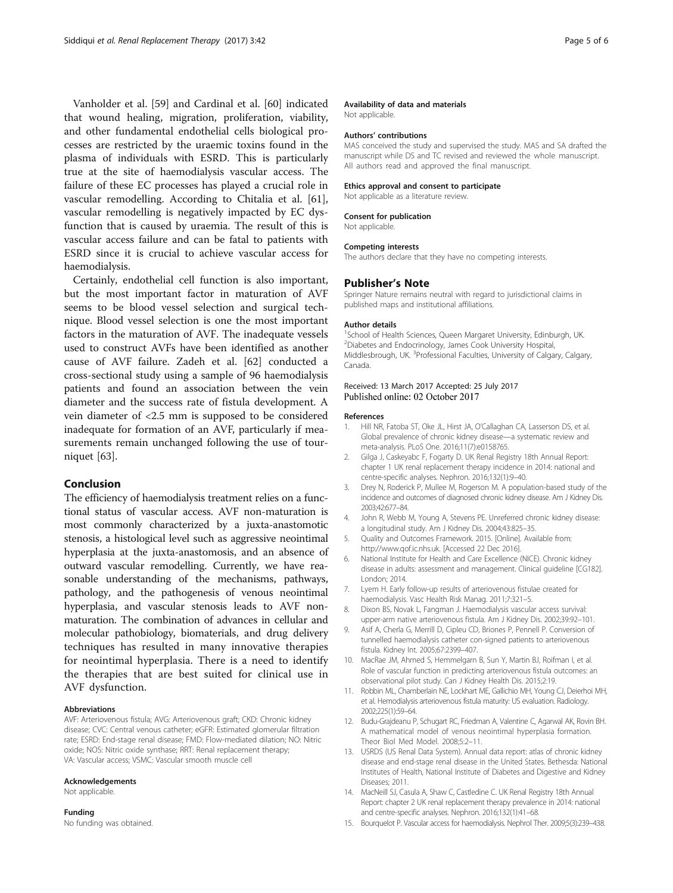Vanholder et al. [59] and Cardinal et al. [60] indicated that wound healing, migration, proliferation, viability, and other fundamental endothelial cells biological processes are restricted by the uraemic toxins found in the plasma of individuals with ESRD. This is particularly true at the site of haemodialysis vascular access. The failure of these EC processes has played a crucial role in vascular remodelling. According to Chitalia et al. [61], vascular remodelling is negatively impacted by EC dysfunction that is caused by uraemia. The result of this is vascular access failure and can be fatal to patients with ESRD since it is crucial to achieve vascular access for haemodialysis.

Certainly, endothelial cell function is also important, but the most important factor in maturation of AVF seems to be blood vessel selection and surgical technique. Blood vessel selection is one the most important factors in the maturation of AVF. The inadequate vessels used to construct AVFs have been identified as another cause of AVF failure. Zadeh et al. [62] conducted a cross-sectional study using a sample of 96 haemodialysis patients and found an association between the vein diameter and the success rate of fistula development. A vein diameter of <2.5 mm is supposed to be considered inadequate for formation of an AVF, particularly if measurements remain unchanged following the use of tourniquet [63].

## Conclusion

The efficiency of haemodialysis treatment relies on a functional status of vascular access. AVF non-maturation is most commonly characterized by a juxta-anastomotic stenosis, a histological level such as aggressive neointimal hyperplasia at the juxta-anastomosis, and an absence of outward vascular remodelling. Currently, we have reasonable understanding of the mechanisms, pathways, pathology, and the pathogenesis of venous neointimal hyperplasia, and vascular stenosis leads to AVF non-maturation. The combination of advances in cellular and molecular pathobiology, biomaterials, and drug delivery techniques has resulted in many innovative therapies for neointimal hyperplasia. There is a need to identify the therapies that are best suited for clinical use in AVF dysfunction.

#### Abbreviations
AVF: Arteriovenous fistula; AVG: Arteriovenous graft; CKD: Chronic kidney disease; CVC: Central venous catheter; eGFR: Estimated glomerular filtration rate; ESRD: End-stage renal disease; FMD: Flow-mediated dilation; NO: Nitric oxide; NOS: Nitric oxide synthase; RRT: Renal replacement therapy; VA: Vascular access; VSMC: Vascular smooth muscle cell

#### Acknowledgements
Not applicable.

#### Funding
No funding was obtained.

#### Availability of data and materials
Not applicable.

#### Authors' contributions
MAS conceived the study and supervised the study. MAS and SA drafted the manuscript while DS and TC revised and reviewed the whole manuscript. All authors read and approved the final manuscript.

#### Ethics approval and consent to participate
Not applicable as a literature review.

#### Consent for publication
Not applicable.

#### Competing interests
The authors declare that they have no competing interests.

## Publisher's Note

Springer Nature remains neutral with regard to jurisdictional claims in published maps and institutional affiliations.

#### Author details
[1]School of Health Sciences, Queen Margaret University, Edinburgh, UK. [2]Diabetes and Endocrinology, James Cook University Hospital, Middlesbrough, UK. [3]Professional Faculties, University of Calgary, Calgary, Canada.

Received: 13 March 2017 Accepted: 25 July 2017
Published online: 02 October 2017

#### References

1. Hill NR, Fatoba ST, Oke JL, Hirst JA, O'Callaghan CA, Lasserson DS, et al. Global prevalence of chronic kidney disease—a systematic review and meta-analysis. PLoS One. 2016;11(7):e0158765.
2. Gilga J, Caskeyabc F, Fogarty D. UK Renal Registry 18th Annual Report: chapter 1 UK renal replacement therapy incidence in 2014: national and centre-specific analyses. Nephron. 2016;132(1):9–40.
3. Drey N, Roderick P, Mullee M, Rogerson M. A population-based study of the incidence and outcomes of diagnosed chronic kidney disease. Am J Kidney Dis. 2003;42:677–84.
4. John R, Webb M, Young A, Stevens PE. Unreferred chronic kidney disease: a longitudinal study. Am J Kidney Dis. 2004;43:825–35.
5. Quality and Outcomes Framework. 2015. [Online]. Available from: http://www.qof.ic.nhs.uk. [Accessed 22 Dec 2016].
6. National Institute for Health and Care Excellence (NICE). Chronic kidney disease in adults: assessment and management. Clinical guideline [CG182]. London; 2014.
7. Lyem H. Early follow-up results of arteriovenous fistulae created for haemodialysis. Vasc Health Risk Manag. 2011;7:321–5.
8. Dixon BS, Novak L, Fangman J. Haemodialysis vascular access survival: upper-arm native arteriovenous fistula. Am J Kidney Dis. 2002;39:92–101.
9. Asif A, Cherla G, Merrill D, Cipleu CD, Briones P, Pennell P. Conversion of tunnelled haemodialysis catheter con-signed patients to arteriovenous fistula. Kidney Int. 2005;67:2399–407.
10. MacRae JM, Ahmed S, Hemmelgarn B, Sun Y, Martin BJ, Roifman I, et al. Role of vascular function in predicting arteriovenous fistula outcomes: an observational pilot study. Can J Kidney Health Dis. 2015;2:19.
11. Robbin ML, Chamberlain NE, Lockhart ME, Gallichio MH, Young CJ, Deierhoi MH, et al. Hemodialysis arteriovenous fistula maturity: US evaluation. Radiology. 2002;225(1):59–64.
12. Budu-Grajdeanu P, Schugart RC, Friedman A, Valentine C, Agarwal AK, Rovin BH. A mathematical model of venous neointimal hyperplasia formation. Theor Biol Med Model. 2008;5:2–11.
13. USRDS (US Renal Data System). Annual data report: atlas of chronic kidney disease and end-stage renal disease in the United States. Bethesda: National Institutes of Health, National Institute of Diabetes and Digestive and Kidney Diseases; 2011.
14. MacNeill SJ, Casula A, Shaw C, Castledine C. UK Renal Registry 18th Annual Report: chapter 2 UK renal replacement therapy prevalence in 2014: national and centre-specific analyses. Nephron. 2016;132(1):41–68.
15. Bourquelot P. Vascular access for haemodialysis. Nephrol Ther. 2009;5(3):239–438.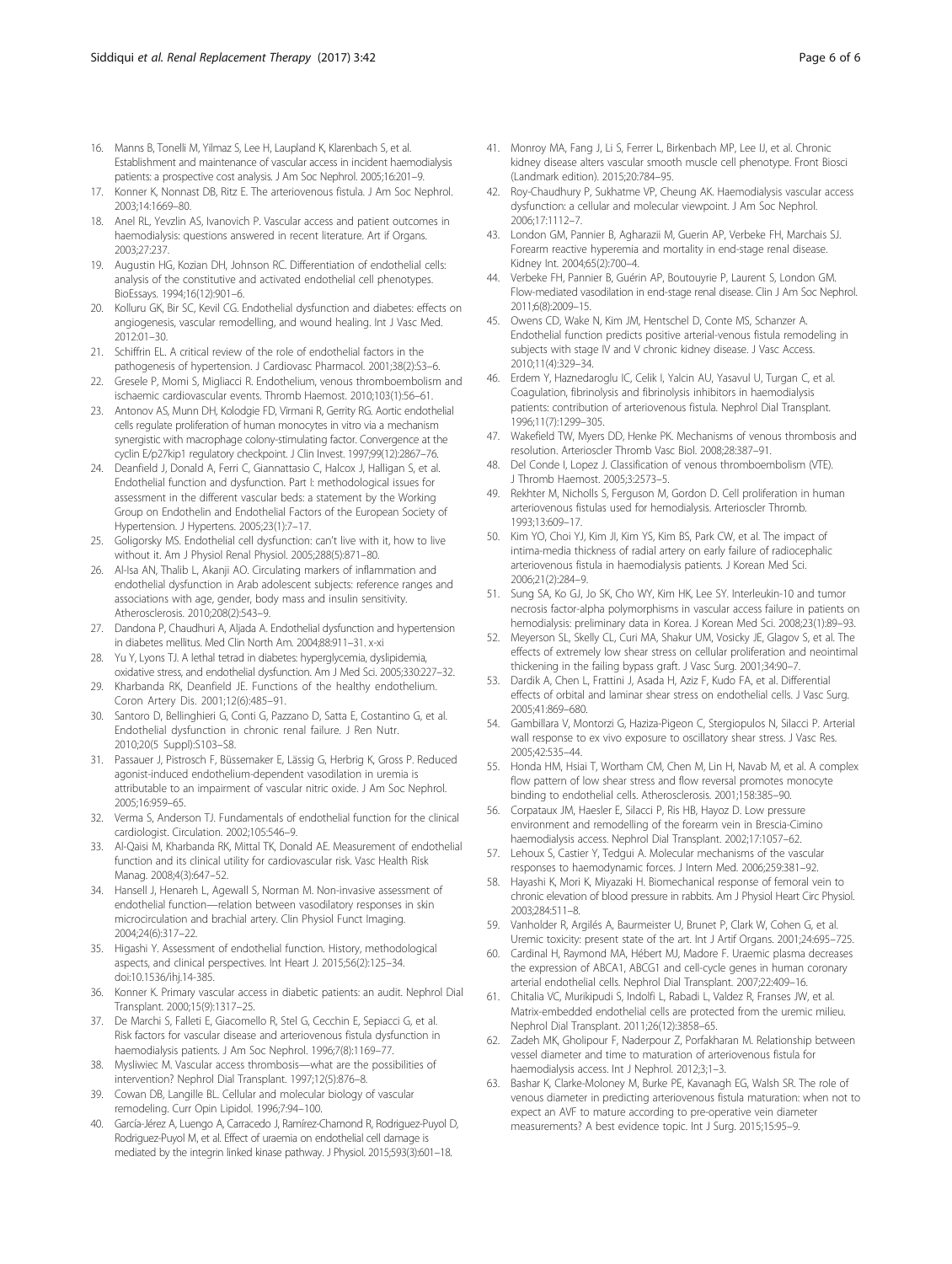16. Manns B, Tonelli M, Yilmaz S, Lee H, Laupland K, Klarenbach S, et al. Establishment and maintenance of vascular access in incident haemodialysis patients: a prospective cost analysis. J Am Soc Nephrol. 2005;16:201–9.
17. Konner K, Nonnast DB, Ritz E. The arteriovenous fistula. J Am Soc Nephrol. 2003;14:1669–80.
18. Anel RL, Yevzlin AS, Ivanovich P. Vascular access and patient outcomes in haemodialysis: questions answered in recent literature. Art if Organs. 2003;27:237.
19. Augustin HG, Kozian DH, Johnson RC. Differentiation of endothelial cells: analysis of the constitutive and activated endothelial cell phenotypes. BioEssays. 1994;16(12):901–6.
20. Kolluru GK, Bir SC, Kevil CG. Endothelial dysfunction and diabetes: effects on angiogenesis, vascular remodelling, and wound healing. Int J Vasc Med. 2012:01–30.
21. Schiffrin EL. A critical review of the role of endothelial factors in the pathogenesis of hypertension. J Cardiovasc Pharmacol. 2001;38(2):S3–6.
22. Gresele P, Momi S, Migliacci R. Endothelium, venous thromboembolism and ischaemic cardiovascular events. Thromb Haemost. 2010;103(1):56–61.
23. Antonov AS, Munn DH, Kolodgie FD, Virmani R, Gerrity RG. Aortic endothelial cells regulate proliferation of human monocytes in vitro via a mechanism synergistic with macrophage colony-stimulating factor. Convergence at the cyclin E/p27kip1 regulatory checkpoint. J Clin Invest. 1997;99(12):2867–76.
24. Deanfield J, Donald A, Ferri C, Giannattasio C, Halcox J, Halligan S, et al. Endothelial function and dysfunction. Part I: methodological issues for assessment in the different vascular beds: a statement by the Working Group on Endothelin and Endothelial Factors of the European Society of Hypertension. J Hypertens. 2005;23(1):7–17.
25. Goligorsky MS. Endothelial cell dysfunction: can't live with it, how to live without it. Am J Physiol Renal Physiol. 2005;288(5):871–80.
26. Al-Isa AN, Thalib L, Akanji AO. Circulating markers of inflammation and endothelial dysfunction in Arab adolescent subjects: reference ranges and associations with age, gender, body mass and insulin sensitivity. Atherosclerosis. 2010;208(2):543–9.
27. Dandona P, Chaudhuri A, Aljada A. Endothelial dysfunction and hypertension in diabetes mellitus. Med Clin North Am. 2004;88:911–31. x-xi
28. Yu Y, Lyons TJ. A lethal tetrad in diabetes: hyperglycemia, dyslipidemia, oxidative stress, and endothelial dysfunction. Am J Med Sci. 2005;330:227–32.
29. Kharbanda RK, Deanfield JE. Functions of the healthy endothelium. Coron Artery Dis. 2001;12(6):485–91.
30. Santoro D, Bellinghieri G, Conti G, Pazzano D, Satta E, Costantino G, et al. Endothelial dysfunction in chronic renal failure. J Ren Nutr. 2010;20(5 Suppl):S103–S8.
31. Passauer J, Pistrosch F, Büssemaker E, Lässig G, Herbrig K, Gross P. Reduced agonist-induced endothelium-dependent vasodilation in uremia is attributable to an impairment of vascular nitric oxide. J Am Soc Nephrol. 2005;16:959–65.
32. Verma S, Anderson TJ. Fundamentals of endothelial function for the clinical cardiologist. Circulation. 2002;105:546–9.
33. Al-Qaisi M, Kharbanda RK, Mittal TK, Donald AE. Measurement of endothelial function and its clinical utility for cardiovascular risk. Vasc Health Risk Manag. 2008;4(3):647–52.
34. Hansell J, Henareh L, Agewall S, Norman M. Non-invasive assessment of endothelial function—relation between vasodilatory responses in skin microcirculation and brachial artery. Clin Physiol Funct Imaging. 2004;24(6):317–22.
35. Higashi Y. Assessment of endothelial function. History, methodological aspects, and clinical perspectives. Int Heart J. 2015;56(2):125–34. doi:10.1536/ihj.14-385.
36. Konner K. Primary vascular access in diabetic patients: an audit. Nephrol Dial Transplant. 2000;15(9):1317–25.
37. De Marchi S, Falleti E, Giacomello R, Stel G, Cecchin E, Sepiacci G, et al. Risk factors for vascular disease and arteriovenous fistula dysfunction in haemodialysis patients. J Am Soc Nephrol. 1996;7(8):1169–77.
38. Mysliwiec M. Vascular access thrombosis—what are the possibilities of intervention? Nephrol Dial Transplant. 1997;12(5):876–8.
39. Cowan DB, Langille BL. Cellular and molecular biology of vascular remodeling. Curr Opin Lipidol. 1996;7:94–100.
40. García-Jérez A, Luengo A, Carracedo J, Ramírez-Chamond R, Rodriguez-Puyol D, Rodriguez-Puyol M, et al. Effect of uraemia on endothelial cell damage is mediated by the integrin linked kinase pathway. J Physiol. 2015;593(3):601–18.
41. Monroy MA, Fang J, Li S, Ferrer L, Birkenbach MP, Lee IJ, et al. Chronic kidney disease alters vascular smooth muscle cell phenotype. Front Biosci (Landmark edition). 2015;20:784–95.
42. Roy-Chaudhury P, Sukhatme VP, Cheung AK. Haemodialysis vascular access dysfunction: a cellular and molecular viewpoint. J Am Soc Nephrol. 2006;17:1112–7.
43. London GM, Pannier B, Agharazii M, Guerin AP, Verbeke FH, Marchais SJ. Forearm reactive hyperemia and mortality in end-stage renal disease. Kidney Int. 2004;65(2):700–4.
44. Verbeke FH, Pannier B, Guérin AP, Boutouyrie P, Laurent S, London GM. Flow-mediated vasodilation in end-stage renal disease. Clin J Am Soc Nephrol. 2011;6(8):2009–15.
45. Owens CD, Wake N, Kim JM, Hentschel D, Conte MS, Schanzer A. Endothelial function predicts positive arterial-venous fistula remodeling in subjects with stage IV and V chronic kidney disease. J Vasc Access. 2010;11(4):329–34.
46. Erdem Y, Haznedaroglu IC, Celik I, Yalcin AU, Yasavul U, Turgan C, et al. Coagulation, fibrinolysis and fibrinolysis inhibitors in haemodialysis patients: contribution of arteriovenous fistula. Nephrol Dial Transplant. 1996;11(7):1299–305.
47. Wakefield TW, Myers DD, Henke PK. Mechanisms of venous thrombosis and resolution. Arterioscler Thromb Vasc Biol. 2008;28:387–91.
48. Del Conde I, Lopez J. Classification of venous thromboembolism (VTE). J Thromb Haemost. 2005;3:2573–5.
49. Rekhter M, Nicholls S, Ferguson M, Gordon D. Cell proliferation in human arteriovenous fistulas used for hemodialysis. Arterioscler Thromb. 1993;13:609–17.
50. Kim YO, Choi YJ, Kim JI, Kim YS, Kim BS, Park CW, et al. The impact of intima-media thickness of radial artery on early failure of radiocephalic arteriovenous fistula in haemodialysis patients. J Korean Med Sci. 2006;21(2):284–9.
51. Sung SA, Ko GJ, Jo SK, Cho WY, Kim HK, Lee SY. Interleukin-10 and tumor necrosis factor-alpha polymorphisms in vascular access failure in patients on hemodialysis: preliminary data in Korea. J Korean Med Sci. 2008;23(1):89–93.
52. Meyerson SL, Skelly CL, Curi MA, Shakur UM, Vosicky JE, Glagov S, et al. The effects of extremely low shear stress on cellular proliferation and neointimal thickening in the failing bypass graft. J Vasc Surg. 2001;34:90–7.
53. Dardik A, Chen L, Frattini J, Asada H, Aziz F, Kudo FA, et al. Differential effects of orbital and laminar shear stress on endothelial cells. J Vasc Surg. 2005;41:869–680.
54. Gambillara V, Montorzi G, Haziza-Pigeon C, Stergiopulos N, Silacci P. Arterial wall response to ex vivo exposure to oscillatory shear stress. J Vasc Res. 2005;42:535–44.
55. Honda HM, Hsiai T, Wortham CM, Chen M, Lin H, Navab M, et al. A complex flow pattern of low shear stress and flow reversal promotes monocyte binding to endothelial cells. Atherosclerosis. 2001;158:385–90.
56. Corpataux JM, Haesler E, Silacci P, Ris HB, Hayoz D. Low pressure environment and remodelling of the forearm vein in Brescia-Cimino haemodialysis access. Nephrol Dial Transplant. 2002;17:1057–62.
57. Lehoux S, Castier Y, Tedgui A. Molecular mechanisms of the vascular responses to haemodynamic forces. J Intern Med. 2006;259:381–92.
58. Hayashi K, Mori K, Miyazaki H. Biomechanical response of femoral vein to chronic elevation of blood pressure in rabbits. Am J Physiol Heart Circ Physiol. 2003;284:511–8.
59. Vanholder R, Argilés A, Baurmeister U, Brunet P, Clark W, Cohen G, et al. Uremic toxicity: present state of the art. Int J Artif Organs. 2001;24:695–725.
60. Cardinal H, Raymond MA, Hébert MJ, Madore F. Uraemic plasma decreases the expression of ABCA1, ABCG1 and cell-cycle genes in human coronary arterial endothelial cells. Nephrol Dial Transplant. 2007;22:409–16.
61. Chitalia VC, Murikipudi S, Indolfi L, Rabadi L, Valdez R, Franses JW, et al. Matrix-embedded endothelial cells are protected from the uremic milieu. Nephrol Dial Transplant. 2011;26(12):3858–65.
62. Zadeh MK, Gholipour F, Naderpour Z, Porfakharan M. Relationship between vessel diameter and time to maturation of arteriovenous fistula for haemodialysis access. Int J Nephrol. 2012;3;1–3.
63. Bashar K, Clarke-Moloney M, Burke PE, Kavanagh EG, Walsh SR. The role of venous diameter in predicting arteriovenous fistula maturation: when not to expect an AVF to mature according to pre-operative vein diameter measurements? A best evidence topic. Int J Surg. 2015;15:95–9.